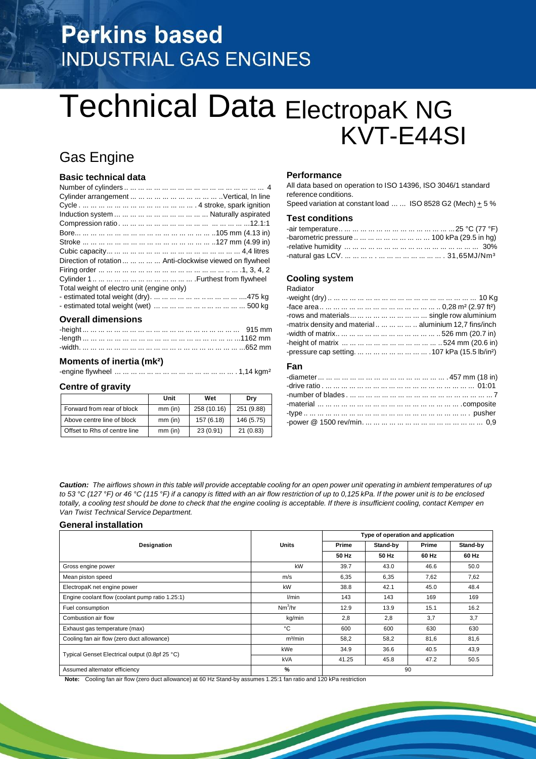# Perkins based
## INDUSTRIAL GAS ENGINES

# Technical Data ElectropaK NG KVT-E44SI

## Gas Engine

### Basic technical data

Number of cylinders ... 4
Cylinder arrangement ... Vertical, In line
Cycle ... 4 stroke, spark ignition
Induction system ... Naturally aspirated
Compression ratio ... 12.1:1
Bore ... 105 mm (4.13 in)
Stroke ... 127 mm (4.99 in)
Cubic capacity ... 4,4 litres
Direction of rotation ... Anti-clockwise viewed on flywheel
Firing order ... 1, 3, 4, 2
Cylinder 1 ... Furthest from flywheel
Total weight of electro unit (engine only)
- estimated total weight (dry) ... 475 kg
- estimated total weight (wet) ... 500 kg

### Overall dimensions

-height ... 915 mm
-length ... 1162 mm
-width ... 652 mm

### Moments of inertia (mk²)

-engine flywheel ... 1,14 kgm²

### Centre of gravity

| | Unit | Wet | Dry |
|---|---|---|---|
| Forward from rear of block | mm (in) | 258 (10.16) | 251 (9.88) |
| Above centre line of block | mm (in) | 157 (6.18) | 146 (5.75) |
| Offset to Rhs of centre line | mm (in) | 23 (0.91) | 21 (0.83) |

### Performance

All data based on operation to ISO 14396, ISO 3046/1 standard reference conditions.
Speed variation at constant load ... ISO 8528 G2 (Mech) $\pm$ 5 %

### Test conditions

-air temperature ... 25 °C (77 °F)
-barometric pressure ... 100 kPa (29.5 in hg)
-relative humidity ... 30%
-natural gas LCV. ... 31,65MJ/Nm³

### Cooling system

Radiator

-weight (dry) ... 10 Kg
-face area ... 0,28 m² (2.97 ft²)
-rows and materials ... single row aluminium
-matrix density and material ... aluminium 12,7 fins/inch
-width of matrix ... 526 mm (20.7 in)
-height of matrix ... 524 mm (20.6 in)
-pressure cap setting ... 107 kPa (15.5 lb/in²)

### Fan

-diameter ... 457 mm (18 in)
-drive ratio ... 01:01
-number of blades ... 7
-material ... composite
-type ... pusher
-power @ 1500 rev/min. ... 0,9

***Caution:*** *The airflows shown in this table will provide acceptable cooling for an open power unit operating in ambient temperatures of up to 53 °C (127 °F) or 46 °C (115 °F) if a canopy is fitted with an air flow restriction of up to 0,125 kPa. If the power unit is to be enclosed totally, a cooling test should be done to check that the engine cooling is acceptable. If there is insufficient cooling, contact Kemper en Van Twist Technical Service Department.*

### General installation

| Designation | Units | Type of operation and application | | | |
|---|---|---|---|---|---|
| | | Prime | Stand-by | Prime | Stand-by |
| | | 50 Hz | 50 Hz | 60 Hz | 60 Hz |
| Gross engine power | kW | 39.7 | 43.0 | 46.6 | 50.0 |
| Mean piston speed | m/s | 6,35 | 6,35 | 7,62 | 7,62 |
| ElectropaK net engine power | kW | 38.8 | 42.1 | 45.0 | 48.4 |
| Engine coolant flow (coolant pump ratio 1.25:1) | l/min | 143 | 143 | 169 | 169 |
| Fuel consumption | Nm³/hr | 12.9 | 13.9 | 15.1 | 16.2 |
| Combustion air flow | kg/min | 2,8 | 2,8 | 3,7 | 3,7 |
| Exhaust gas temperature (max) | °C | 600 | 600 | 630 | 630 |
| Cooling fan air flow (zero duct allowance) | m³/min | 58,2 | 58,2 | 81,6 | 81,6 |
| Typical Genset Electrical output (0.8pf 25 °C) | kWe | 34.9 | 36.6 | 40.5 | 43,9 |
| | kVA | 41.25 | 45.8 | 47.2 | 50.5 |
| Assumed alternator efficiency | % | 90 | | | |

**Note:** Cooling fan air flow (zero duct allowance) at 60 Hz Stand-by assumes 1.25:1 fan ratio and 120 kPa restriction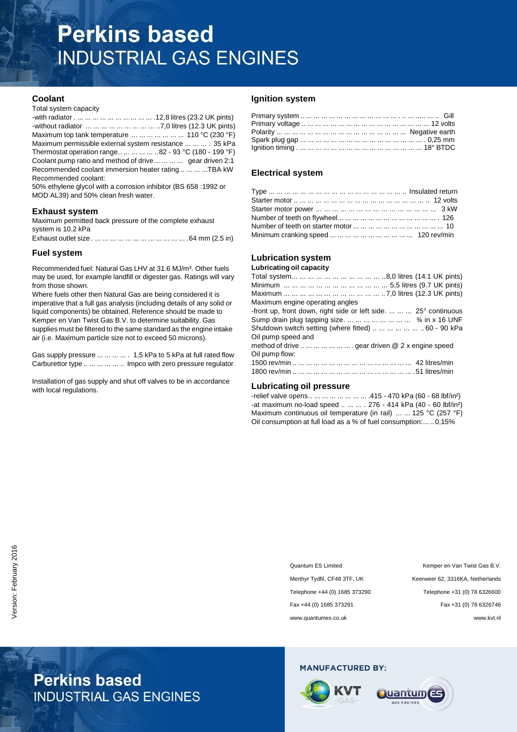# Perkins based
## INDUSTRIAL GAS ENGINES

### Coolant

Total system capacity

-with radiator . ... ... ... ... ... ... ... ... ... ... .12,8 litres (23.2 UK pints)

-without radiator ... ... ... ... ... ... ... ... ... ..7,0 litres (12.3 UK pints)

Maximum top tank temperature ... ... ... ... ... ... ... 110 °C (230 °F)

Maximum permissible external system resistance ... ... ... . 35 kPa

Thermostat operation range.. ... ... ... ... ..82 - 93 °C (180 - 199 °F)

Coolant pump ratio and method of drive ... ... ... ... gear driven 2:1

Recommended coolant immersion heater rating .. ... ... ...TBA kW

Recommended coolant:

50% ethylene glycol with a corrosion inhibitor (BS 658 :1992 or MOD AL39) and 50% clean fresh water.

### Exhaust system

Maximum permitted back pressure of the complete exhaust system is 10.2 kPa

Exhaust outlet size . ... ... ... ... ... ... ... ... ... ... ... .64 mm (2.5 in)

### Fuel system

Recommended fuel: Natural Gas LHV at 31.6 MJ/m³. Other fuels may be used, for example landfill or digester gas. Ratings will vary from those shown.

Where fuels other then Natural Gas are being considered it is imperative that a full gas analysis (including details of any solid or liquid components) be obtained. Reference should be made to Kemper en Van Twist Gas B.V. to determine suitability. Gas supplies must be filtered to the same standard as the engine intake air (i.e. Maximum particle size not to exceed 50 microns).

Gas supply pressure ... ... ... ... . 1,5 kPa to 5 kPa at full rated flow

Carburettor type .. ... ... ... ... .. Impco with zero pressure regulator

Installation of gas supply and shut off valves to be in accordance with local regulations.

### Ignition system

Primary system .. ... ... ... ... ... ... ... ... ... ... ... . .. ... ..... ... .. Gill

Primary voltage .. ... ... ... ... ... ... ... ... ... ... ... ... ... ... ... 12 volts

Polarity ... ... ... ... ... ... ... ... ... ... ... ... ... ... ... ... ... Negative earth

Spark plug gap ... ... ... ... ... ... ... ... ... ... ... ... ... ... ... . 0,25 mm

Ignition timing . ... ... ... ... ... ... ... ... ... ... ... ... ... ... ... 18° BTDC

### Electrical system

Type ... ... ... ... ... ... ... ... ... ... ... ... ... ... ... ... ... .. Insulated return

Starter motor .. ... ... ... ... ... ... ... ... ... ... ... ... ... ... ... ... .. 12 volts

Starter motor power ... ... ... ... ... ... ... ... ... ... ... ... ... ... ... 3 kW

Number of teeth on flywheel... ... ... ... ... ... ... ... ... ... ... ... . 126

Number of teeth on starter motor ... ... ... ... ... ... ... ... ... ... ... 10

Minimum cranking speed ... ... ... ... ... ... ... ... ... ... ... 120 rev/min

### Lubrication system

**Lubricating oil capacity**

Total system... ... ... ... ... ... ... ... ... ... ..8,0 litres (14.1 UK pints)

Minimum ... ... ... ... ... ... ... ... ... ... ... ... 5,5 litres (9.7 UK pints)

Maximum ... ... ... ... ... ... ... ... ... ... ... ..7,0 litres (12.3 UK pints)

Maximum engine operating angles

-front up, front down, right side or left side. ... ... ... 25° continuous

Sump drain plug tapping size. ... ... ... ... ... ... ... ... ¾ in x 16 UNF

Shutdown switch setting (where fitted) .. ... ... ... ... ... .. 60 - 90 kPa

Oil pump speed and

method of drive .. ... ... ... ... ... ... . gear driven @ 2 x engine speed

Oil pump flow:

1500 rev/min .. ... ... ... ... ... ... ... ... ... ... ... ... ... ... 42 litres/min

1800 rev/min .. ... ... ... ... ... ... ... ... ... ... ... ... ... ... .51 litres/min

### Lubricating oil pressure

-relief valve opens.. ... ... ... ... ... ... ... .415 - 470 kPa (60 - 68 lbf/in²)

-at maximum no-load speed .. ... ... . 276 - 414 kPa (40 - 60 lbf/in²)

Maximum continuous oil temperature (in rail) ... ... 125 °C (257 °F)

Oil consumption at full load as a % of fuel consumption:... .. 0,15%

Version: February 2016

Quantum ES Limited
Merthyr Tydfil, CF48 3TF, UK
Telephone +44 (0) 1685 373290
Fax +44 (0) 1685 373291
www.quantumes.co.uk

Kemper en Van Twist Gas B.V.
Keerweer 62, 3316KA, Netherlands
Telephone +31 (0) 78 6326600
Fax +31 (0) 78 6326746
www.kvt.nl

**MANUFACTURED BY:**

KVT -GAS-

Quantum ES GAS ENGINES